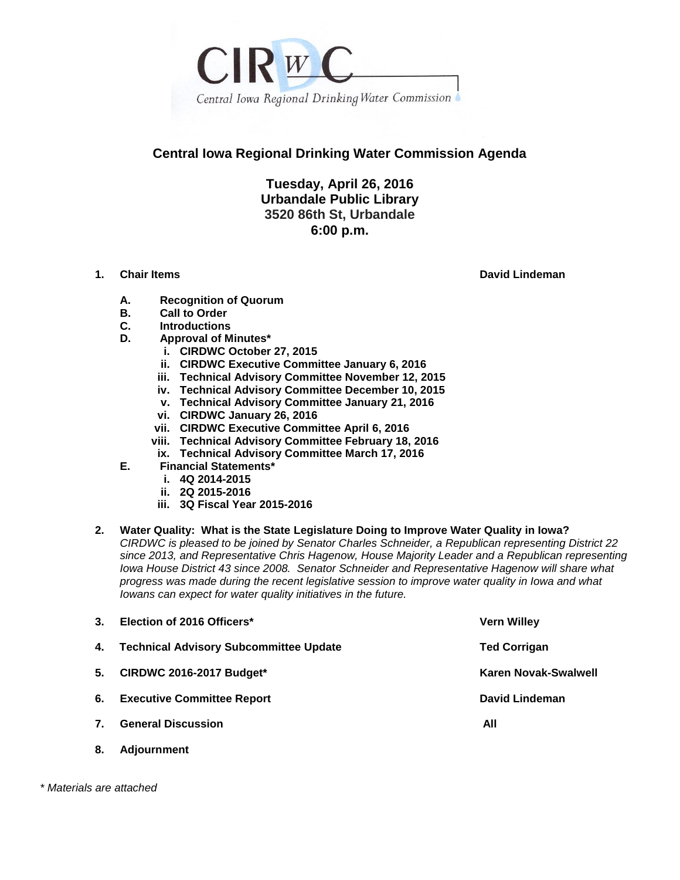CIRWDC

Central Iowa Regional Drinking Water Commission

# Central Iowa Regional Drinking Water Commission Agenda

**Tuesday, April 26, 2016**
**Urbandale Public Library**
**3520 86th St, Urbandale**
**6:00 p.m.**

1. **Chair Items** — **David Lindeman**

   A. **Recognition of Quorum**
   B. **Call to Order**
   C. **Introductions**
   D. **Approval of Minutes***
      i. **CIRDWC October 27, 2015**
      ii. **CIRDWC Executive Committee January 6, 2016**
      iii. **Technical Advisory Committee November 12, 2015**
      iv. **Technical Advisory Committee December 10, 2015**
      v. **Technical Advisory Committee January 21, 2016**
      vi. **CIRDWC January 26, 2016**
      vii. **CIRDWC Executive Committee April 6, 2016**
      viii. **Technical Advisory Committee February 18, 2016**
      ix. **Technical Advisory Committee March 17, 2016**
   E. **Financial Statements***
      i. **4Q 2014-2015**
      ii. **2Q 2015-2016**
      iii. **3Q Fiscal Year 2015-2016**

2. **Water Quality: What is the State Legislature Doing to Improve Water Quality in Iowa?**
   *CIRDWC is pleased to be joined by Senator Charles Schneider, a Republican representing District 22 since 2013, and Representative Chris Hagenow, House Majority Leader and a Republican representing Iowa House District 43 since 2008. Senator Schneider and Representative Hagenow will share what progress was made during the recent legislative session to improve water quality in Iowa and what Iowans can expect for water quality initiatives in the future.*

3. **Election of 2016 Officers*** — **Vern Willey**

4. **Technical Advisory Subcommittee Update** — **Ted Corrigan**

5. **CIRDWC 2016-2017 Budget*** — **Karen Novak-Swalwell**

6. **Executive Committee Report** — **David Lindeman**

7. **General Discussion** — **All**

8. **Adjournment**

*\* Materials are attached*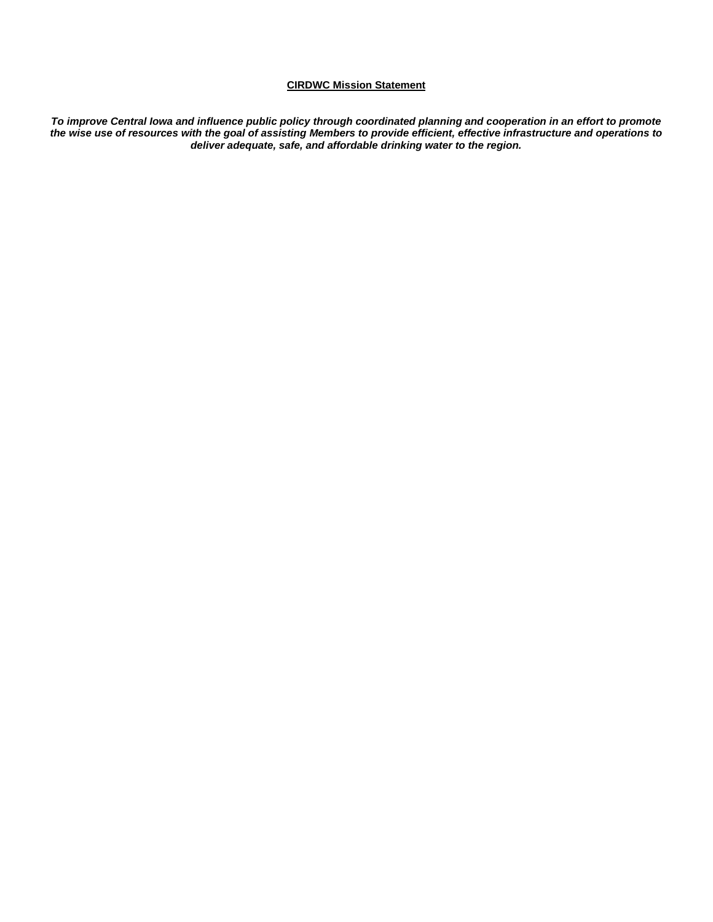**CIRDWC Mission Statement**

***To improve Central Iowa and influence public policy through coordinated planning and cooperation in an effort to promote the wise use of resources with the goal of assisting Members to provide efficient, effective infrastructure and operations to deliver adequate, safe, and affordable drinking water to the region.***